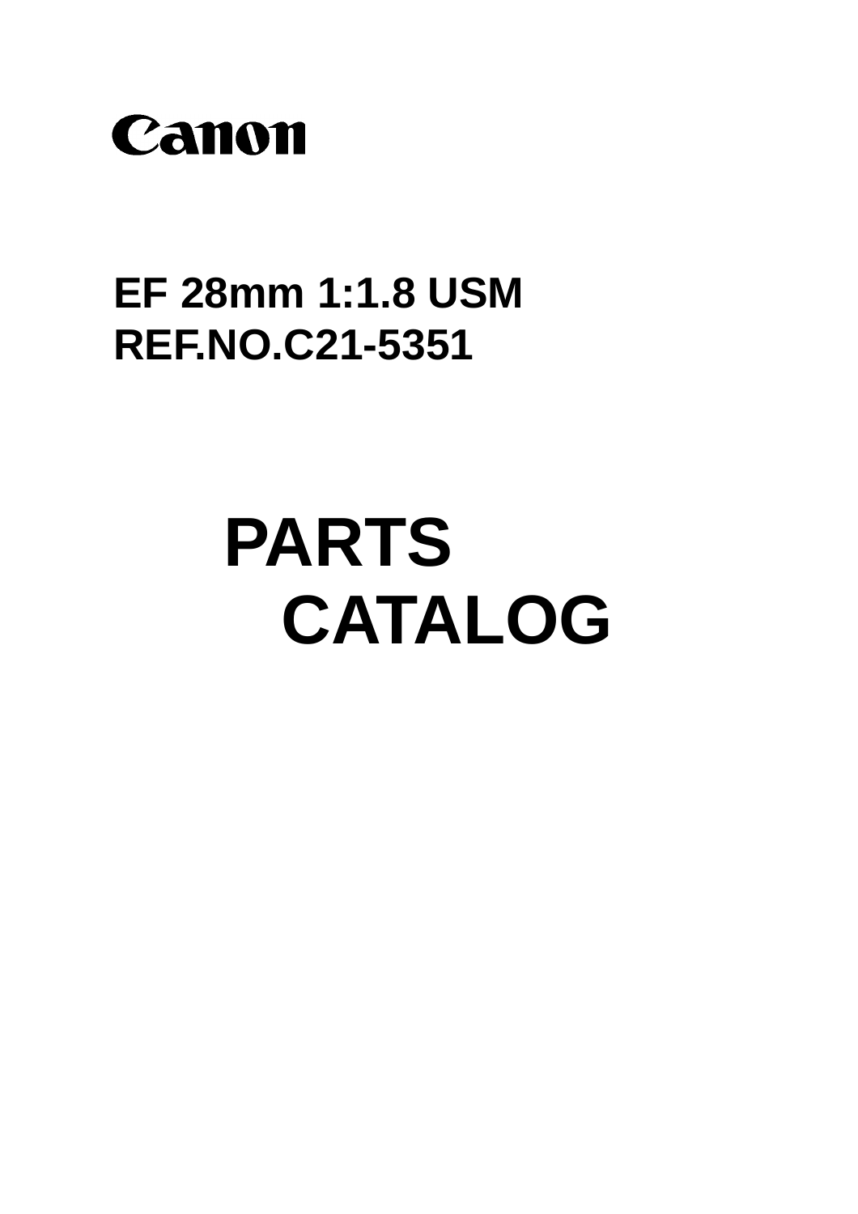Canon

**EF 28mm 1:1.8 USM**
**REF.NO.C21-5351**

# PARTS CATALOG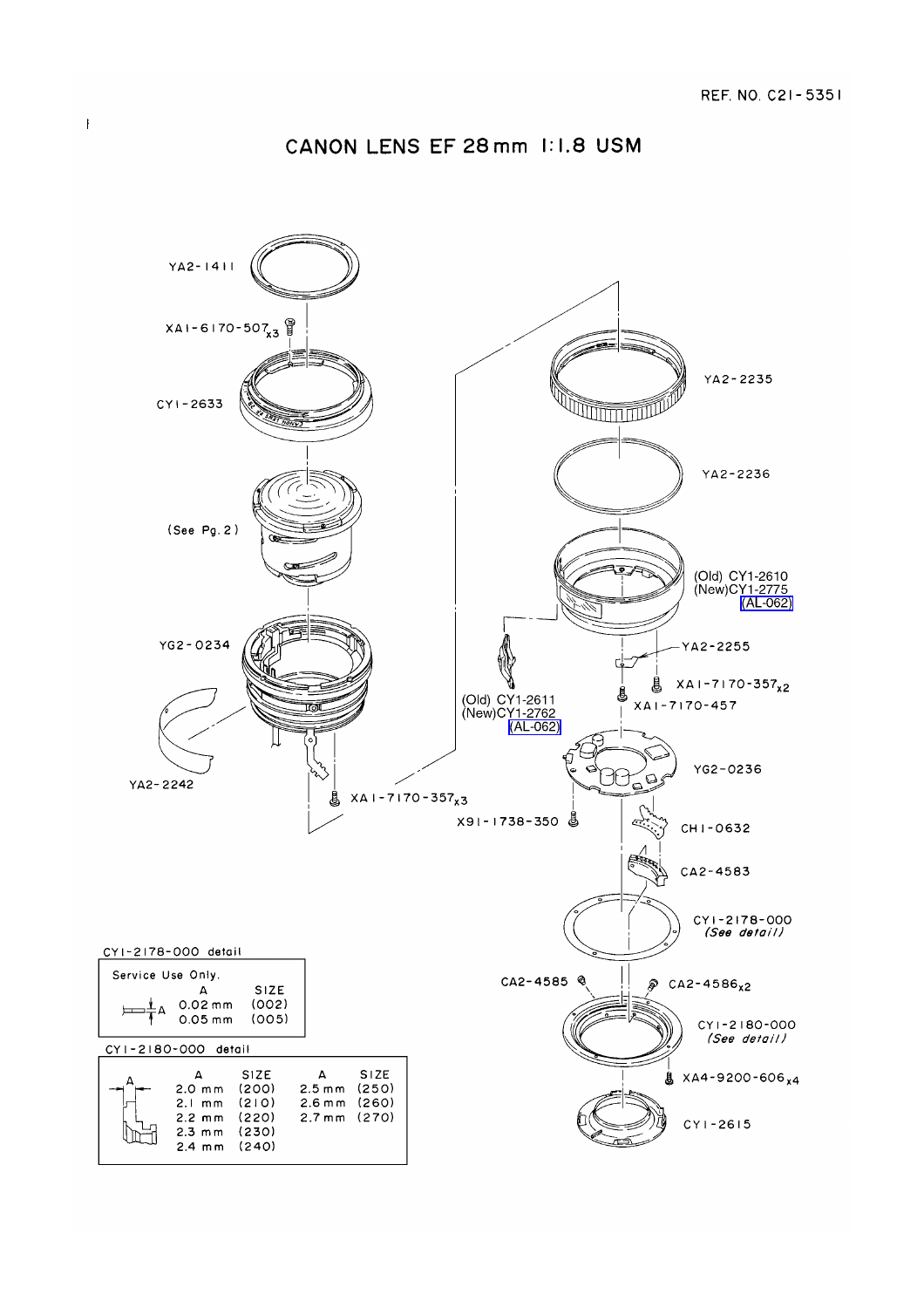# CANON LENS EF 28mm 1:1.8 USM

YA2-1411

XA1-6170-507 x3

CY1-2633

(See Pg. 2)

YG2-0234

YA2-2242

XA1-7170-357 x3

YA2-2235

YA2-2236

(Old) CY1-2610
(New)CY1-2775
(AL-062)

YA2-2255

XA1-7170-357 x2

XA1-7170-457

(Old) CY1-2611
(New)CY1-2762
(AL-062)

YG2-0236

X91-1738-350

CH1-0632

CA2-4583

CY1-2178-000
*(See detail)*

CA2-4585

CA2-4586 x2

CY1-2180-000
*(See detail)*

XA4-9200-606 x4

CY1-2615

CY1-2178-000 detail

Service Use Only.

| A | SIZE |
|---|---|
| 0.02 mm | (002) |
| 0.05 mm | (005) |

CY1-2180-000 detail

| A | SIZE | A | SIZE |
|---|---|---|---|
| 2.0 mm | (200) | 2.5 mm | (250) |
| 2.1 mm | (210) | 2.6 mm | (260) |
| 2.2 mm | (220) | 2.7 mm | (270) |
| 2.3 mm | (230) | | |
| 2.4 mm | (240) | | |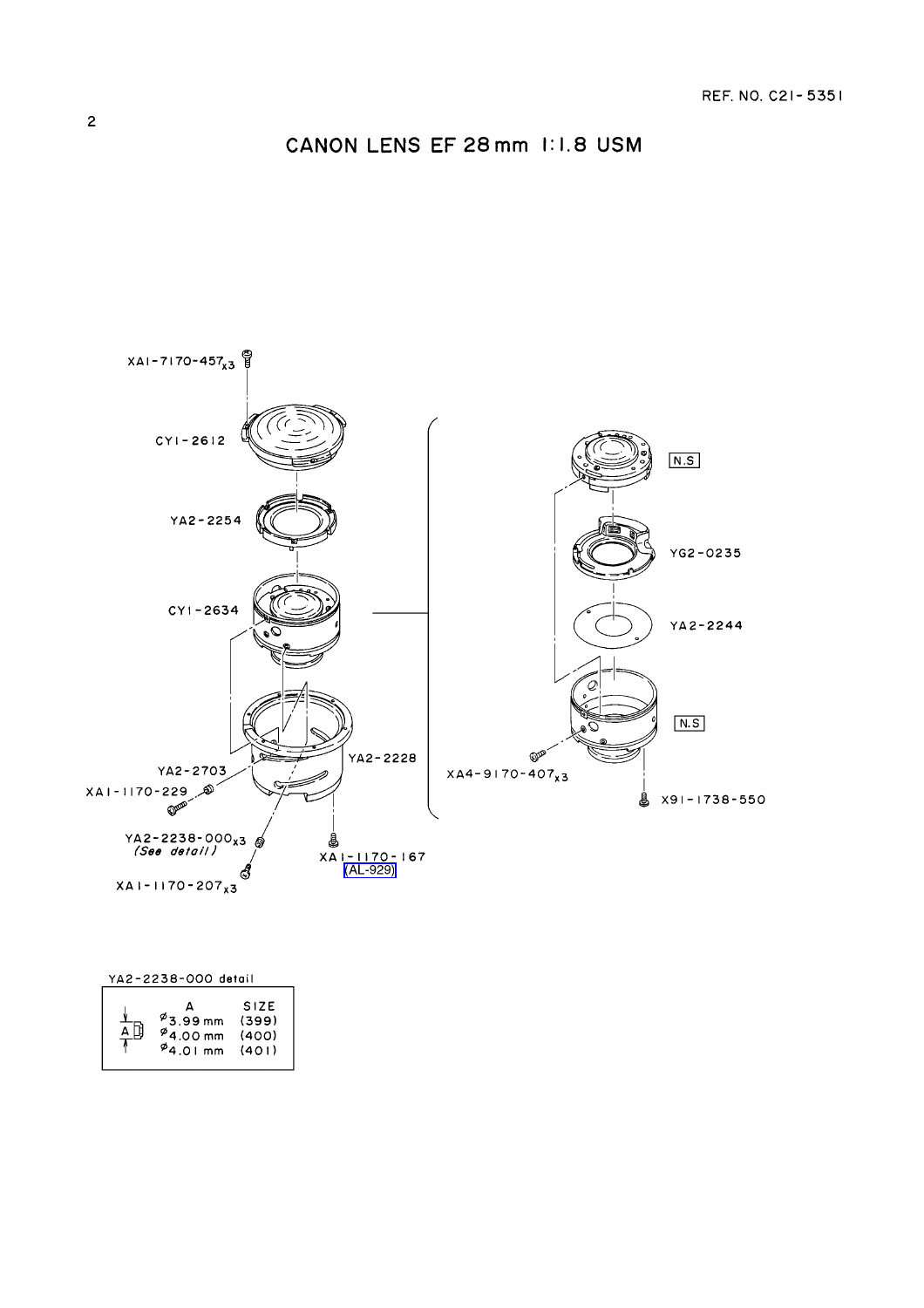REF. NO. C21-5351

# CANON LENS EF 28mm 1:1.8 USM

XA1-7170-457 x3

CY1-2612

YA2-2254

CY1-2634

YA2-2703

XA1-1170-229

YA2-2238-000 x3
*(See detail)*

XA1-1170-207 x3

YA2-2228

XA1-1170-167
(AL-929)

N.S

YG2-0235

YA2-2244

N.S

XA4-9170-407 x3

X91-1738-550

YA2-2238-000 detail

| A | SIZE |
|---|---|
| ø3.99 mm | (399) |
| ø4.00 mm | (400) |
| ø4.01 mm | (401) |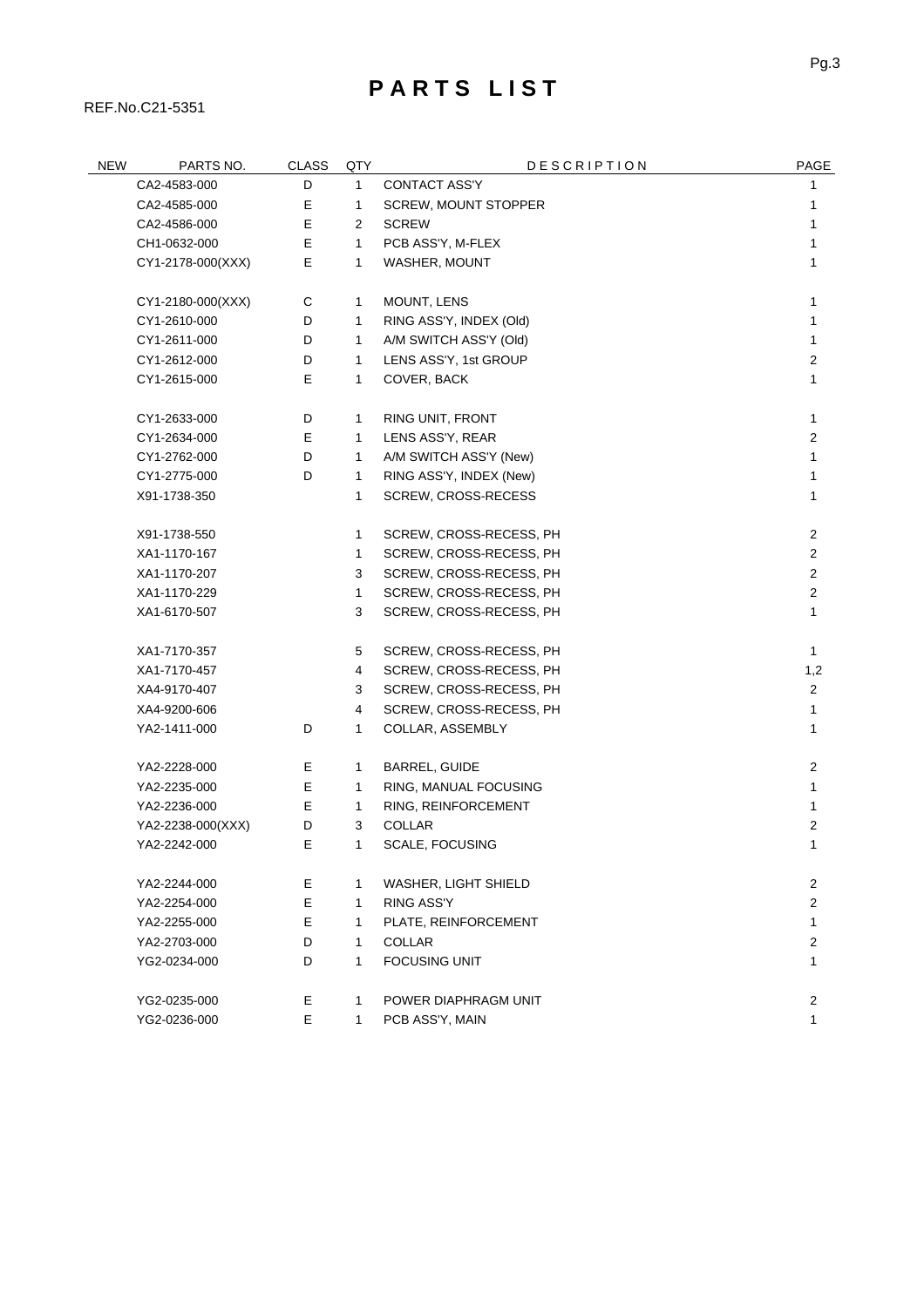# PARTS LIST

REF.No.C21-5351

| NEW | PARTS NO. | CLASS | QTY | DESCRIPTION | PAGE |
|---|---|---|---|---|---|
| | CA2-4583-000 | D | 1 | CONTACT ASS'Y | 1 |
| | CA2-4585-000 | E | 1 | SCREW, MOUNT STOPPER | 1 |
| | CA2-4586-000 | E | 2 | SCREW | 1 |
| | CH1-0632-000 | E | 1 | PCB ASS'Y, M-FLEX | 1 |
| | CY1-2178-000(XXX) | E | 1 | WASHER, MOUNT | 1 |
| | CY1-2180-000(XXX) | C | 1 | MOUNT, LENS | 1 |
| | CY1-2610-000 | D | 1 | RING ASS'Y, INDEX (Old) | 1 |
| | CY1-2611-000 | D | 1 | A/M SWITCH ASS'Y (Old) | 1 |
| | CY1-2612-000 | D | 1 | LENS ASS'Y, 1st GROUP | 2 |
| | CY1-2615-000 | E | 1 | COVER, BACK | 1 |
| | CY1-2633-000 | D | 1 | RING UNIT, FRONT | 1 |
| | CY1-2634-000 | E | 1 | LENS ASS'Y, REAR | 2 |
| | CY1-2762-000 | D | 1 | A/M SWITCH ASS'Y (New) | 1 |
| | CY1-2775-000 | D | 1 | RING ASS'Y, INDEX (New) | 1 |
| | X91-1738-350 | | 1 | SCREW, CROSS-RECESS | 1 |
| | X91-1738-550 | | 1 | SCREW, CROSS-RECESS, PH | 2 |
| | XA1-1170-167 | | 1 | SCREW, CROSS-RECESS, PH | 2 |
| | XA1-1170-207 | | 3 | SCREW, CROSS-RECESS, PH | 2 |
| | XA1-1170-229 | | 1 | SCREW, CROSS-RECESS, PH | 2 |
| | XA1-6170-507 | | 3 | SCREW, CROSS-RECESS, PH | 1 |
| | XA1-7170-357 | | 5 | SCREW, CROSS-RECESS, PH | 1 |
| | XA1-7170-457 | | 4 | SCREW, CROSS-RECESS, PH | 1,2 |
| | XA4-9170-407 | | 3 | SCREW, CROSS-RECESS, PH | 2 |
| | XA4-9200-606 | | 4 | SCREW, CROSS-RECESS, PH | 1 |
| | YA2-1411-000 | D | 1 | COLLAR, ASSEMBLY | 1 |
| | YA2-2228-000 | E | 1 | BARREL, GUIDE | 2 |
| | YA2-2235-000 | E | 1 | RING, MANUAL FOCUSING | 1 |
| | YA2-2236-000 | E | 1 | RING, REINFORCEMENT | 1 |
| | YA2-2238-000(XXX) | D | 3 | COLLAR | 2 |
| | YA2-2242-000 | E | 1 | SCALE, FOCUSING | 1 |
| | YA2-2244-000 | E | 1 | WASHER, LIGHT SHIELD | 2 |
| | YA2-2254-000 | E | 1 | RING ASS'Y | 2 |
| | YA2-2255-000 | E | 1 | PLATE, REINFORCEMENT | 1 |
| | YA2-2703-000 | D | 1 | COLLAR | 2 |
| | YG2-0234-000 | D | 1 | FOCUSING UNIT | 1 |
| | YG2-0235-000 | E | 1 | POWER DIAPHRAGM UNIT | 2 |
| | YG2-0236-000 | E | 1 | PCB ASS'Y, MAIN | 1 |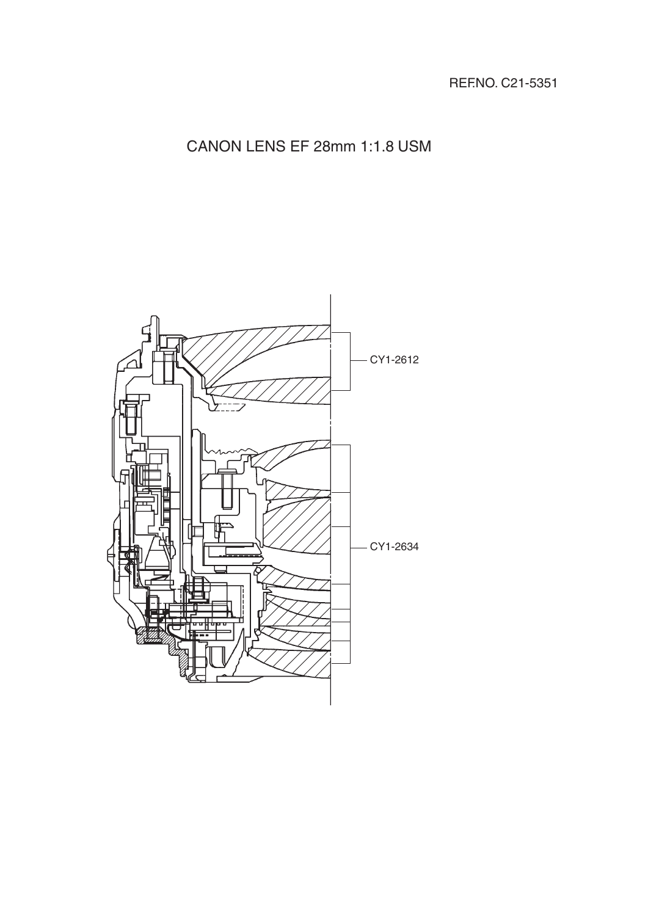REF.NO. C21-5351

# CANON LENS EF 28mm 1:1.8 USM

CY1-2612

CY1-2634